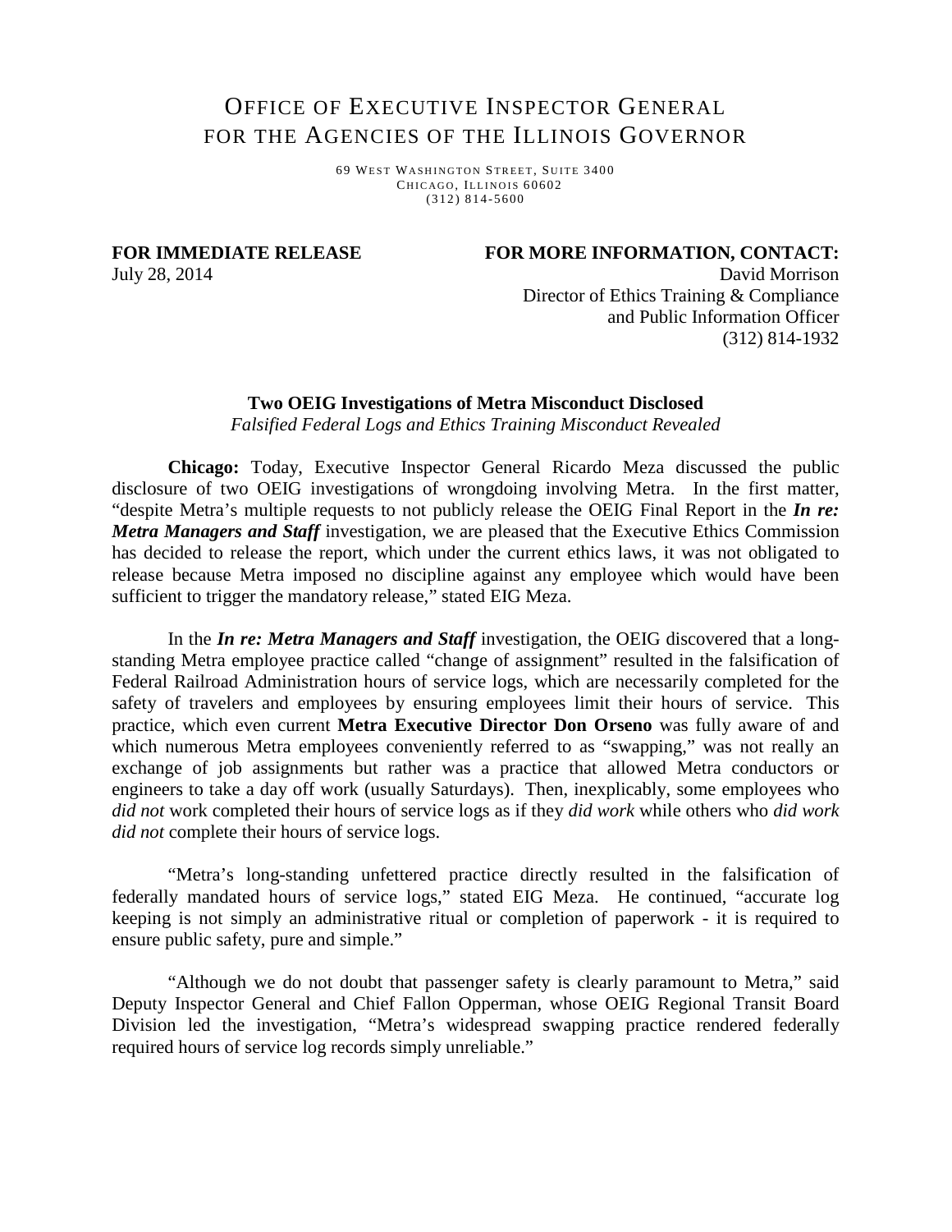# Office of Executive Inspector General for the Agencies of the Illinois Governor

69 West Washington Street, Suite 3400
Chicago, Illinois 60602
(312) 814-5600

**FOR IMMEDIATE RELEASE**
July 28, 2014

**FOR MORE INFORMATION, CONTACT:**
David Morrison
Director of Ethics Training & Compliance
and Public Information Officer
(312) 814-1932

## Two OEIG Investigations of Metra Misconduct Disclosed

*Falsified Federal Logs and Ethics Training Misconduct Revealed*

**Chicago:** Today, Executive Inspector General Ricardo Meza discussed the public disclosure of two OEIG investigations of wrongdoing involving Metra. In the first matter, "despite Metra's multiple requests to not publicly release the OEIG Final Report in the ***In re: Metra Managers and Staff*** investigation, we are pleased that the Executive Ethics Commission has decided to release the report, which under the current ethics laws, it was not obligated to release because Metra imposed no discipline against any employee which would have been sufficient to trigger the mandatory release," stated EIG Meza.

In the ***In re: Metra Managers and Staff*** investigation, the OEIG discovered that a long-standing Metra employee practice called "change of assignment" resulted in the falsification of Federal Railroad Administration hours of service logs, which are necessarily completed for the safety of travelers and employees by ensuring employees limit their hours of service. This practice, which even current **Metra Executive Director Don Orseno** was fully aware of and which numerous Metra employees conveniently referred to as "swapping," was not really an exchange of job assignments but rather was a practice that allowed Metra conductors or engineers to take a day off work (usually Saturdays). Then, inexplicably, some employees who *did not* work completed their hours of service logs as if they *did work* while others who *did work did not* complete their hours of service logs.

"Metra's long-standing unfettered practice directly resulted in the falsification of federally mandated hours of service logs," stated EIG Meza. He continued, "accurate log keeping is not simply an administrative ritual or completion of paperwork - it is required to ensure public safety, pure and simple."

"Although we do not doubt that passenger safety is clearly paramount to Metra," said Deputy Inspector General and Chief Fallon Opperman, whose OEIG Regional Transit Board Division led the investigation, "Metra's widespread swapping practice rendered federally required hours of service log records simply unreliable."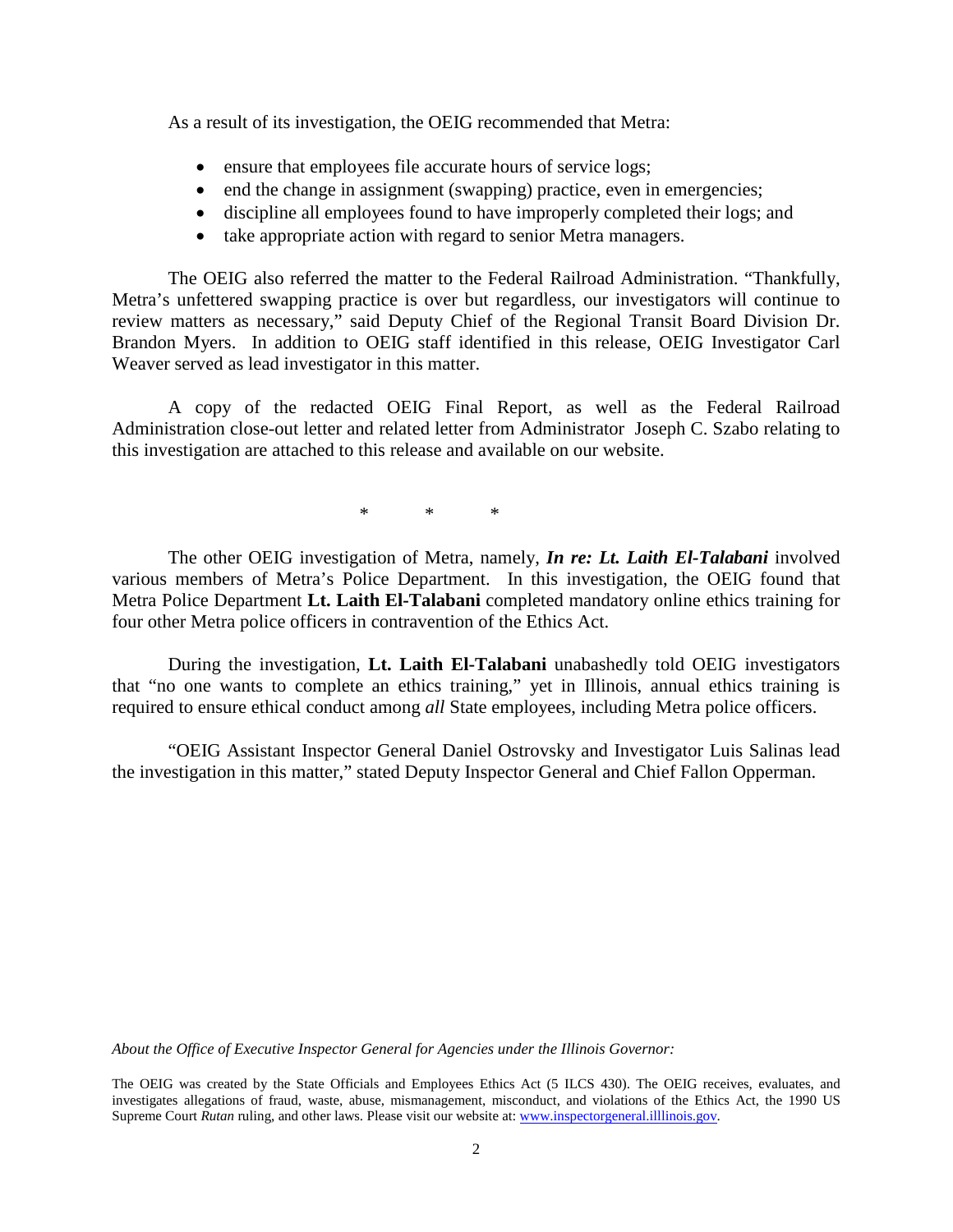As a result of its investigation, the OEIG recommended that Metra:

- ensure that employees file accurate hours of service logs;
- end the change in assignment (swapping) practice, even in emergencies;
- discipline all employees found to have improperly completed their logs; and
- take appropriate action with regard to senior Metra managers.

The OEIG also referred the matter to the Federal Railroad Administration. "Thankfully, Metra's unfettered swapping practice is over but regardless, our investigators will continue to review matters as necessary," said Deputy Chief of the Regional Transit Board Division Dr. Brandon Myers. In addition to OEIG staff identified in this release, OEIG Investigator Carl Weaver served as lead investigator in this matter.

A copy of the redacted OEIG Final Report, as well as the Federal Railroad Administration close-out letter and related letter from Administrator Joseph C. Szabo relating to this investigation are attached to this release and available on our website.

\* \* \*

The other OEIG investigation of Metra, namely, ***In re: Lt. Laith El-Talabani*** involved various members of Metra's Police Department. In this investigation, the OEIG found that Metra Police Department **Lt. Laith El-Talabani** completed mandatory online ethics training for four other Metra police officers in contravention of the Ethics Act.

During the investigation, **Lt. Laith El-Talabani** unabashedly told OEIG investigators that "no one wants to complete an ethics training," yet in Illinois, annual ethics training is required to ensure ethical conduct among *all* State employees, including Metra police officers.

"OEIG Assistant Inspector General Daniel Ostrovsky and Investigator Luis Salinas lead the investigation in this matter," stated Deputy Inspector General and Chief Fallon Opperman.

*About the Office of Executive Inspector General for Agencies under the Illinois Governor:*

The OEIG was created by the State Officials and Employees Ethics Act (5 ILCS 430). The OEIG receives, evaluates, and investigates allegations of fraud, waste, abuse, mismanagement, misconduct, and violations of the Ethics Act, the 1990 US Supreme Court *Rutan* ruling, and other laws. Please visit our website at: www.inspectorgeneral.illlinois.gov.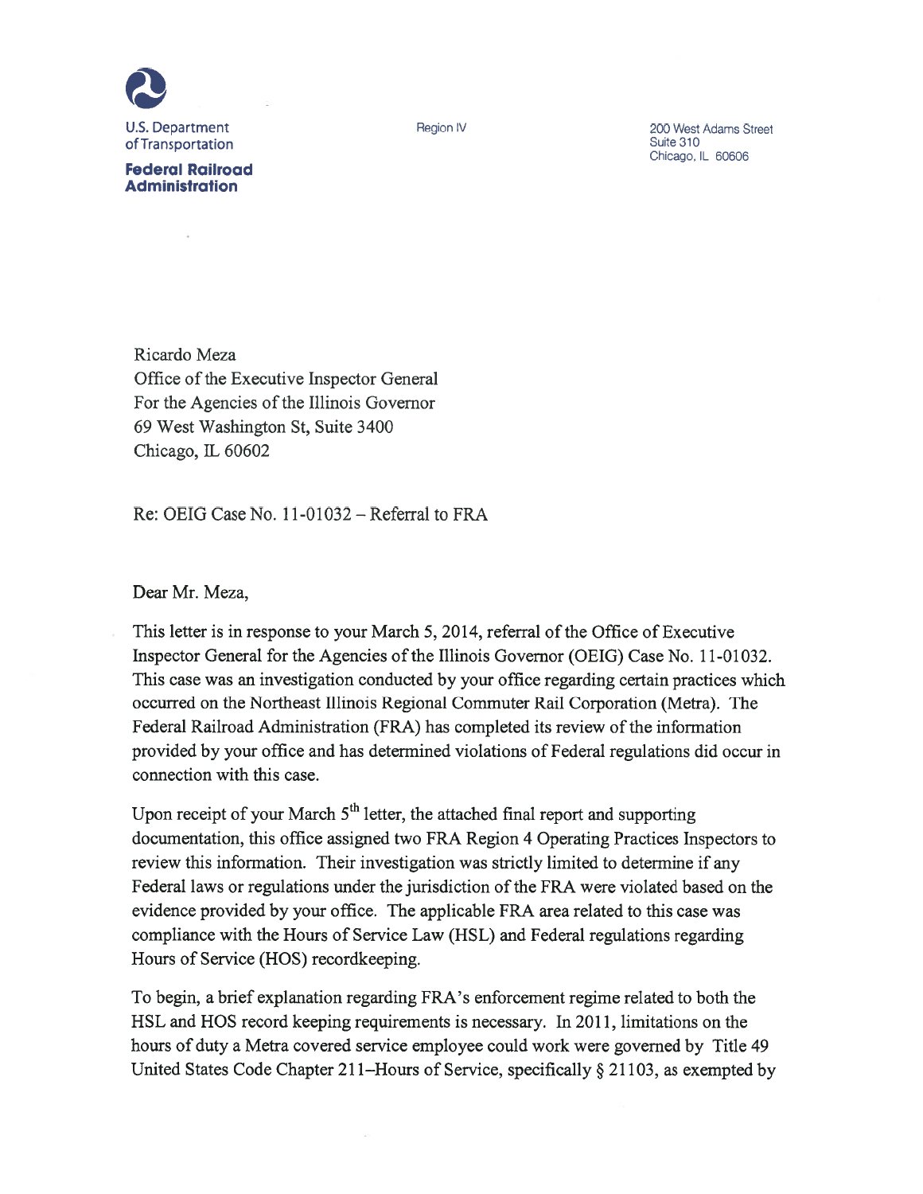U.S. Department of Transportation

**Federal Railroad Administration**

Region IV

200 West Adams Street
Suite 310
Chicago, IL 60606

Ricardo Meza
Office of the Executive Inspector General
For the Agencies of the Illinois Governor
69 West Washington St, Suite 3400
Chicago, IL 60602

Re: OEIG Case No. 11-01032 – Referral to FRA

Dear Mr. Meza,

This letter is in response to your March 5, 2014, referral of the Office of Executive Inspector General for the Agencies of the Illinois Governor (OEIG) Case No. 11-01032. This case was an investigation conducted by your office regarding certain practices which occurred on the Northeast Illinois Regional Commuter Rail Corporation (Metra). The Federal Railroad Administration (FRA) has completed its review of the information provided by your office and has determined violations of Federal regulations did occur in connection with this case.

Upon receipt of your March 5th letter, the attached final report and supporting documentation, this office assigned two FRA Region 4 Operating Practices Inspectors to review this information. Their investigation was strictly limited to determine if any Federal laws or regulations under the jurisdiction of the FRA were violated based on the evidence provided by your office. The applicable FRA area related to this case was compliance with the Hours of Service Law (HSL) and Federal regulations regarding Hours of Service (HOS) recordkeeping.

To begin, a brief explanation regarding FRA's enforcement regime related to both the HSL and HOS record keeping requirements is necessary. In 2011, limitations on the hours of duty a Metra covered service employee could work were governed by Title 49 United States Code Chapter 211–Hours of Service, specifically § 21103, as exempted by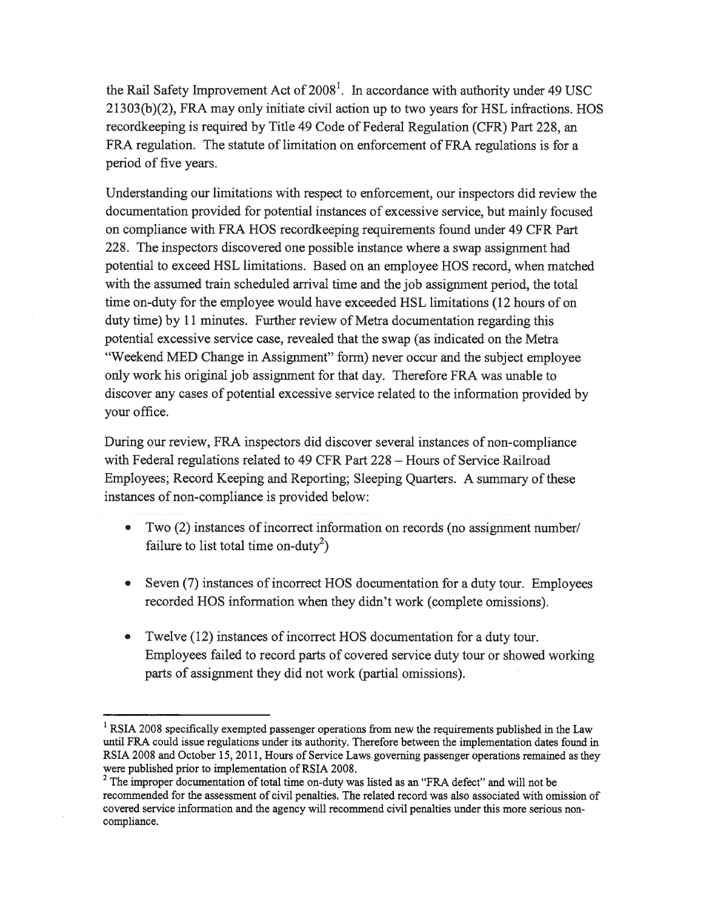the Rail Safety Improvement Act of 2008[1]. In accordance with authority under 49 USC 21303(b)(2), FRA may only initiate civil action up to two years for HSL infractions. HOS recordkeeping is required by Title 49 Code of Federal Regulation (CFR) Part 228, an FRA regulation. The statute of limitation on enforcement of FRA regulations is for a period of five years.

Understanding our limitations with respect to enforcement, our inspectors did review the documentation provided for potential instances of excessive service, but mainly focused on compliance with FRA HOS recordkeeping requirements found under 49 CFR Part 228. The inspectors discovered one possible instance where a swap assignment had potential to exceed HSL limitations. Based on an employee HOS record, when matched with the assumed train scheduled arrival time and the job assignment period, the total time on-duty for the employee would have exceeded HSL limitations (12 hours of on duty time) by 11 minutes. Further review of Metra documentation regarding this potential excessive service case, revealed that the swap (as indicated on the Metra "Weekend MED Change in Assignment" form) never occur and the subject employee only work his original job assignment for that day. Therefore FRA was unable to discover any cases of potential excessive service related to the information provided by your office.

During our review, FRA inspectors did discover several instances of non-compliance with Federal regulations related to 49 CFR Part 228 – Hours of Service Railroad Employees; Record Keeping and Reporting; Sleeping Quarters. A summary of these instances of non-compliance is provided below:

- Two (2) instances of incorrect information on records (no assignment number/ failure to list total time on-duty[2])
- Seven (7) instances of incorrect HOS documentation for a duty tour. Employees recorded HOS information when they didn't work (complete omissions).
- Twelve (12) instances of incorrect HOS documentation for a duty tour. Employees failed to record parts of covered service duty tour or showed working parts of assignment they did not work (partial omissions).

---

[1] RSIA 2008 specifically exempted passenger operations from new the requirements published in the Law until FRA could issue regulations under its authority. Therefore between the implementation dates found in RSIA 2008 and October 15, 2011, Hours of Service Laws governing passenger operations remained as they were published prior to implementation of RSIA 2008.

[2] The improper documentation of total time on-duty was listed as an "FRA defect" and will not be recommended for the assessment of civil penalties. The related record was also associated with omission of covered service information and the agency will recommend civil penalties under this more serious non-compliance.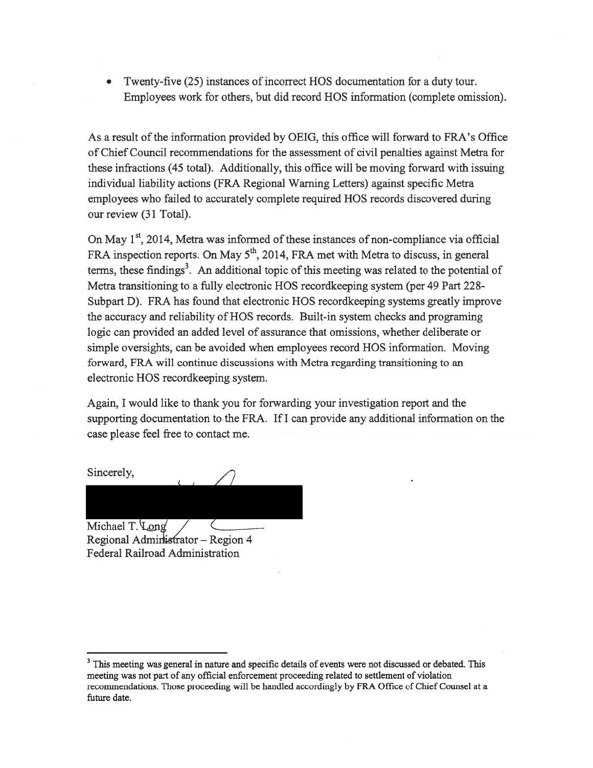- Twenty-five (25) instances of incorrect HOS documentation for a duty tour. Employees work for others, but did record HOS information (complete omission).

As a result of the information provided by OEIG, this office will forward to FRA's Office of Chief Council recommendations for the assessment of civil penalties against Metra for these infractions (45 total). Additionally, this office will be moving forward with issuing individual liability actions (FRA Regional Warning Letters) against specific Metra employees who failed to accurately complete required HOS records discovered during our review (31 Total).

On May 1st, 2014, Metra was informed of these instances of non-compliance via official FRA inspection reports. On May 5th, 2014, FRA met with Metra to discuss, in general terms, these findings[3]. An additional topic of this meeting was related to the potential of Metra transitioning to a fully electronic HOS recordkeeping system (per 49 Part 228-Subpart D). FRA has found that electronic HOS recordkeeping systems greatly improve the accuracy and reliability of HOS records. Built-in system checks and programing logic can provided an added level of assurance that omissions, whether deliberate or simple oversights, can be avoided when employees record HOS information. Moving forward, FRA will continue discussions with Metra regarding transitioning to an electronic HOS recordkeeping system.

Again, I would like to thank you for forwarding your investigation report and the supporting documentation to the FRA. If I can provide any additional information on the case please feel free to contact me.

Sincerely,

Michael T. Long
Regional Administrator – Region 4
Federal Railroad Administration

[3] This meeting was general in nature and specific details of events were not discussed or debated. This meeting was not part of any official enforcement proceeding related to settlement of violation recommendations. Those proceeding will be handled accordingly by FRA Office of Chief Counsel at a future date.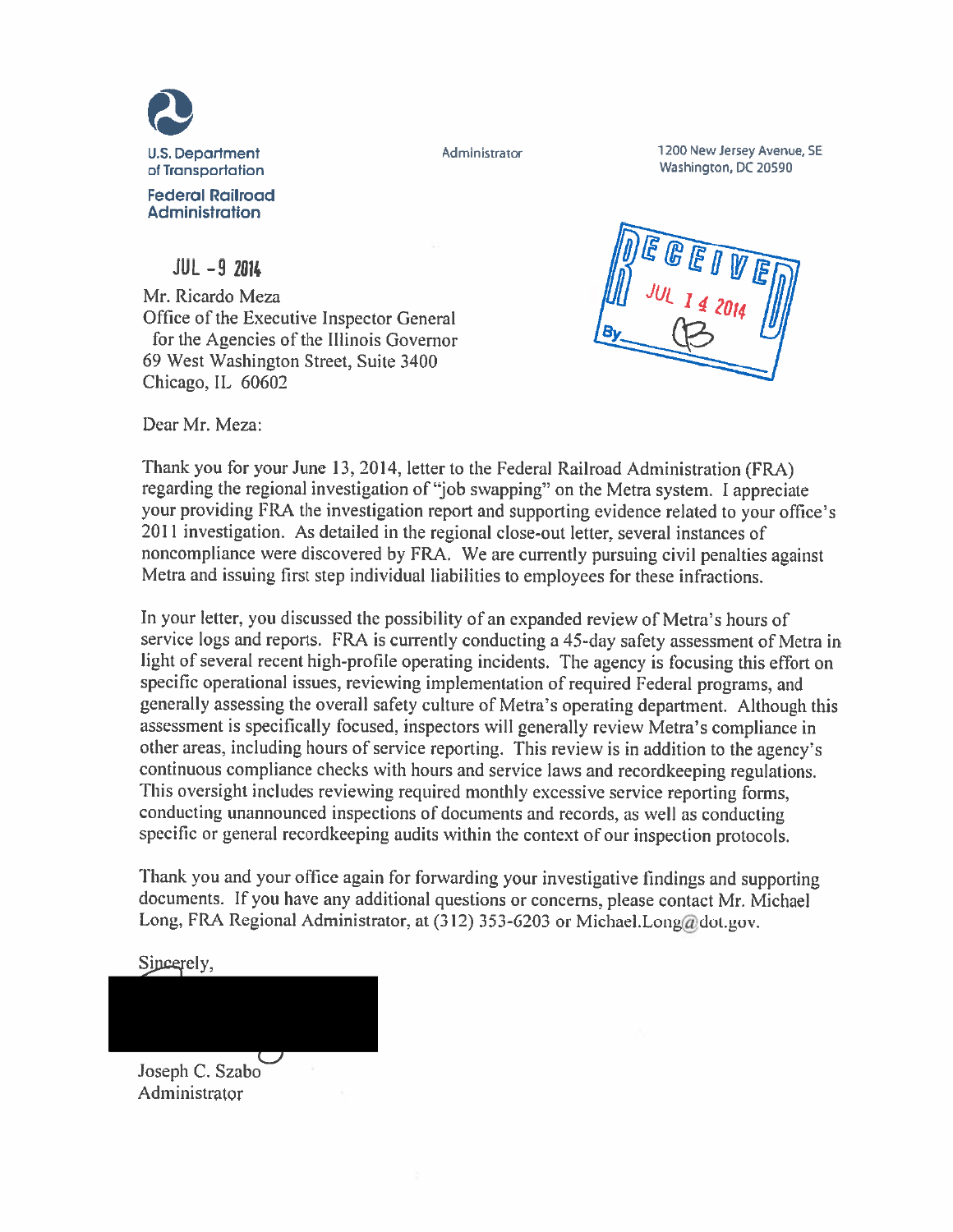U.S. Department of Transportation

**Federal Railroad Administration**

Administrator

1200 New Jersey Avenue, SE
Washington, DC 20590

RECEIVED
JUL 14 2014
By CB

JUL - 9 2014

Mr. Ricardo Meza
Office of the Executive Inspector General
for the Agencies of the Illinois Governor
69 West Washington Street, Suite 3400
Chicago, IL 60602

Dear Mr. Meza:

Thank you for your June 13, 2014, letter to the Federal Railroad Administration (FRA) regarding the regional investigation of "job swapping" on the Metra system. I appreciate your providing FRA the investigation report and supporting evidence related to your office's 2011 investigation. As detailed in the regional close-out letter, several instances of noncompliance were discovered by FRA. We are currently pursuing civil penalties against Metra and issuing first step individual liabilities to employees for these infractions.

In your letter, you discussed the possibility of an expanded review of Metra's hours of service logs and reports. FRA is currently conducting a 45-day safety assessment of Metra in light of several recent high-profile operating incidents. The agency is focusing this effort on specific operational issues, reviewing implementation of required Federal programs, and generally assessing the overall safety culture of Metra's operating department. Although this assessment is specifically focused, inspectors will generally review Metra's compliance in other areas, including hours of service reporting. This review is in addition to the agency's continuous compliance checks with hours and service laws and recordkeeping regulations. This oversight includes reviewing required monthly excessive service reporting forms, conducting unannounced inspections of documents and records, as well as conducting specific or general recordkeeping audits within the context of our inspection protocols.

Thank you and your office again for forwarding your investigative findings and supporting documents. If you have any additional questions or concerns, please contact Mr. Michael Long, FRA Regional Administrator, at (312) 353-6203 or Michael.Long@dot.gov.

Sincerely,

Joseph C. Szabo
Administrator